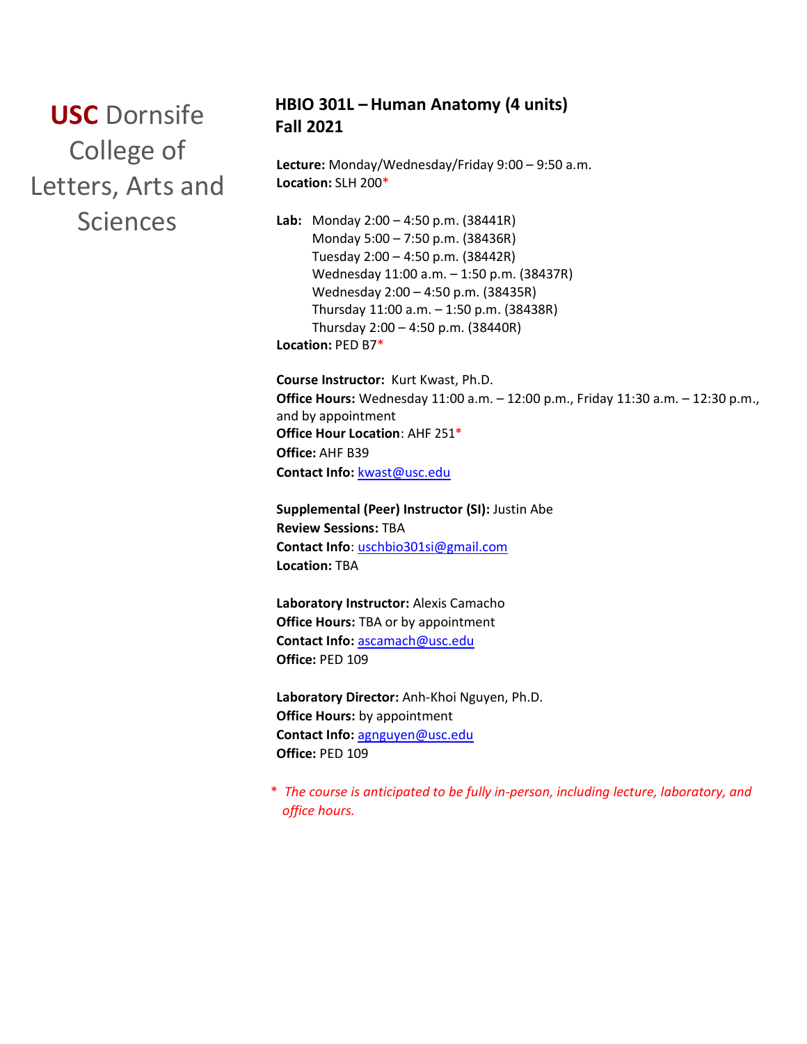**USC** Dornsife College of Letters, Arts and Sciences

# HBIO 301L – Human Anatomy (4 units)
## Fall 2021

**Lecture:** Monday/Wednesday/Friday 9:00 – 9:50 a.m.
**Location:** SLH 200*

**Lab:** Monday 2:00 – 4:50 p.m. (38441R)
Monday 5:00 – 7:50 p.m. (38436R)
Tuesday 2:00 – 4:50 p.m. (38442R)
Wednesday 11:00 a.m. – 1:50 p.m. (38437R)
Wednesday 2:00 – 4:50 p.m. (38435R)
Thursday 11:00 a.m. – 1:50 p.m. (38438R)
Thursday 2:00 – 4:50 p.m. (38440R)
**Location:** PED B7*

**Course Instructor:** Kurt Kwast, Ph.D.
**Office Hours:** Wednesday 11:00 a.m. – 12:00 p.m., Friday 11:30 a.m. – 12:30 p.m., and by appointment
**Office Hour Location**: AHF 251*
**Office:** AHF B39
**Contact Info:** kwast@usc.edu

**Supplemental (Peer) Instructor (SI):** Justin Abe
**Review Sessions:** TBA
**Contact Info**: uschbio301si@gmail.com
**Location:** TBA

**Laboratory Instructor:** Alexis Camacho
**Office Hours:** TBA or by appointment
**Contact Info:** ascamach@usc.edu
**Office:** PED 109

**Laboratory Director:** Anh-Khoi Nguyen, Ph.D.
**Office Hours:** by appointment
**Contact Info:** agnguyen@usc.edu
**Office:** PED 109

*\* The course is anticipated to be fully in-person, including lecture, laboratory, and office hours.*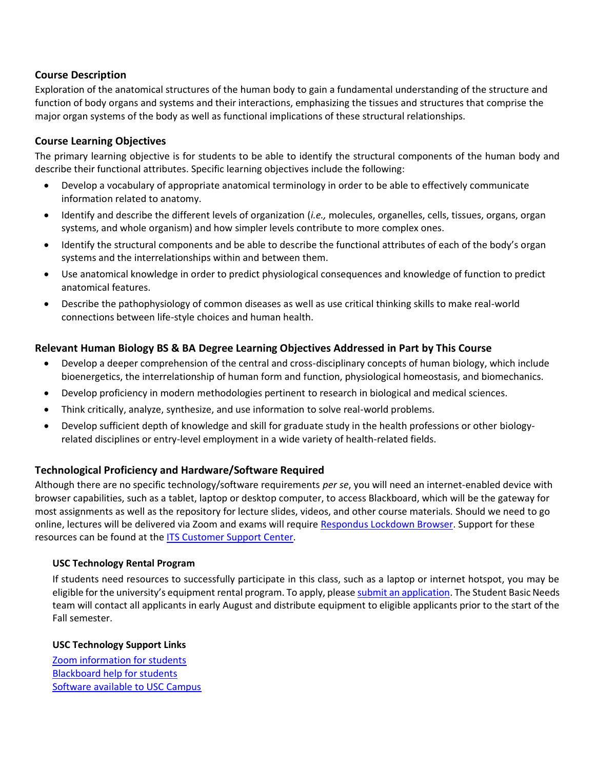## Course Description

Exploration of the anatomical structures of the human body to gain a fundamental understanding of the structure and function of body organs and systems and their interactions, emphasizing the tissues and structures that comprise the major organ systems of the body as well as functional implications of these structural relationships.

## Course Learning Objectives

The primary learning objective is for students to be able to identify the structural components of the human body and describe their functional attributes. Specific learning objectives include the following:

- Develop a vocabulary of appropriate anatomical terminology in order to be able to effectively communicate information related to anatomy.
- Identify and describe the different levels of organization (*i.e.,* molecules, organelles, cells, tissues, organs, organ systems, and whole organism) and how simpler levels contribute to more complex ones.
- Identify the structural components and be able to describe the functional attributes of each of the body's organ systems and the interrelationships within and between them.
- Use anatomical knowledge in order to predict physiological consequences and knowledge of function to predict anatomical features.
- Describe the pathophysiology of common diseases as well as use critical thinking skills to make real-world connections between life-style choices and human health.

## Relevant Human Biology BS & BA Degree Learning Objectives Addressed in Part by This Course

- Develop a deeper comprehension of the central and cross-disciplinary concepts of human biology, which include bioenergetics, the interrelationship of human form and function, physiological homeostasis, and biomechanics.
- Develop proficiency in modern methodologies pertinent to research in biological and medical sciences.
- Think critically, analyze, synthesize, and use information to solve real-world problems.
- Develop sufficient depth of knowledge and skill for graduate study in the health professions or other biology-related disciplines or entry-level employment in a wide variety of health-related fields.

## Technological Proficiency and Hardware/Software Required

Although there are no specific technology/software requirements *per se*, you will need an internet-enabled device with browser capabilities, such as a tablet, laptop or desktop computer, to access Blackboard, which will be the gateway for most assignments as well as the repository for lecture slides, videos, and other course materials. Should we need to go online, lectures will be delivered via Zoom and exams will require Respondus Lockdown Browser. Support for these resources can be found at the ITS Customer Support Center.

### USC Technology Rental Program

If students need resources to successfully participate in this class, such as a laptop or internet hotspot, you may be eligible for the university's equipment rental program. To apply, please submit an application. The Student Basic Needs team will contact all applicants in early August and distribute equipment to eligible applicants prior to the start of the Fall semester.

### USC Technology Support Links

Zoom information for students
Blackboard help for students
Software available to USC Campus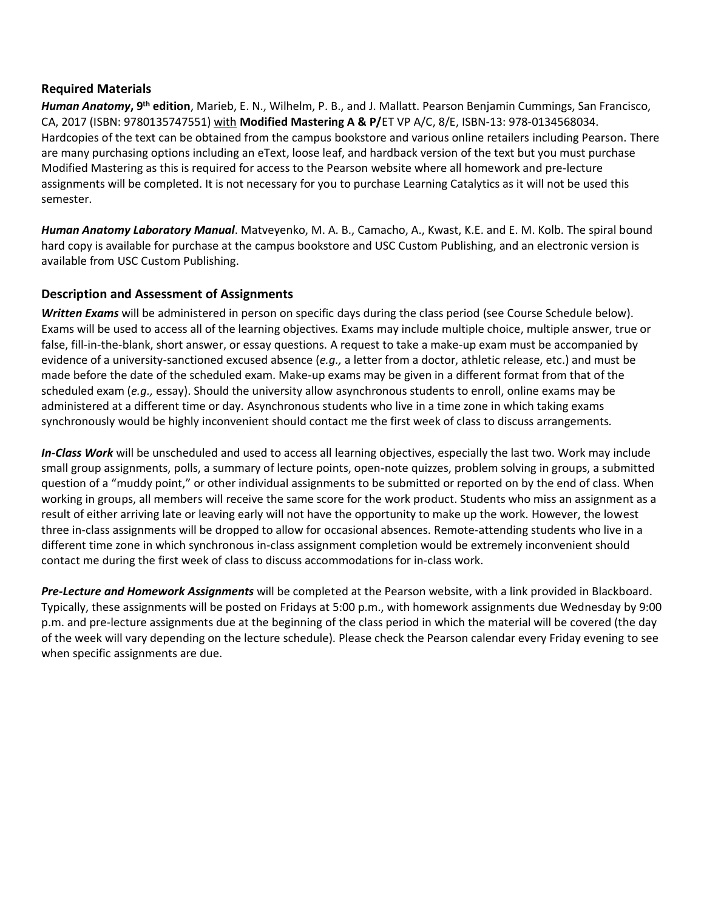## Required Materials

***Human Anatomy*, 9th edition**, Marieb, E. N., Wilhelm, P. B., and J. Mallatt. Pearson Benjamin Cummings, San Francisco, CA, 2017 (ISBN: 9780135747551) with **Modified Mastering A & P/**ET VP A/C, 8/E, ISBN-13: 978-0134568034. Hardcopies of the text can be obtained from the campus bookstore and various online retailers including Pearson. There are many purchasing options including an eText, loose leaf, and hardback version of the text but you must purchase Modified Mastering as this is required for access to the Pearson website where all homework and pre-lecture assignments will be completed. It is not necessary for you to purchase Learning Catalytics as it will not be used this semester.

***Human Anatomy Laboratory Manual***. Matveyenko, M. A. B., Camacho, A., Kwast, K.E. and E. M. Kolb. The spiral bound hard copy is available for purchase at the campus bookstore and USC Custom Publishing, and an electronic version is available from USC Custom Publishing.

## Description and Assessment of Assignments

***Written Exams*** will be administered in person on specific days during the class period (see Course Schedule below). Exams will be used to access all of the learning objectives. Exams may include multiple choice, multiple answer, true or false, fill-in-the-blank, short answer, or essay questions. A request to take a make-up exam must be accompanied by evidence of a university-sanctioned excused absence (*e.g.,* a letter from a doctor, athletic release, etc.) and must be made before the date of the scheduled exam. Make-up exams may be given in a different format from that of the scheduled exam (*e.g.,* essay). Should the university allow asynchronous students to enroll, online exams may be administered at a different time or day. Asynchronous students who live in a time zone in which taking exams synchronously would be highly inconvenient should contact me the first week of class to discuss arrangements.

***In-Class Work*** will be unscheduled and used to access all learning objectives, especially the last two. Work may include small group assignments, polls, a summary of lecture points, open-note quizzes, problem solving in groups, a submitted question of a "muddy point," or other individual assignments to be submitted or reported on by the end of class. When working in groups, all members will receive the same score for the work product. Students who miss an assignment as a result of either arriving late or leaving early will not have the opportunity to make up the work. However, the lowest three in-class assignments will be dropped to allow for occasional absences. Remote-attending students who live in a different time zone in which synchronous in-class assignment completion would be extremely inconvenient should contact me during the first week of class to discuss accommodations for in-class work.

***Pre-Lecture and Homework Assignments*** will be completed at the Pearson website, with a link provided in Blackboard. Typically, these assignments will be posted on Fridays at 5:00 p.m., with homework assignments due Wednesday by 9:00 p.m. and pre-lecture assignments due at the beginning of the class period in which the material will be covered (the day of the week will vary depending on the lecture schedule). Please check the Pearson calendar every Friday evening to see when specific assignments are due.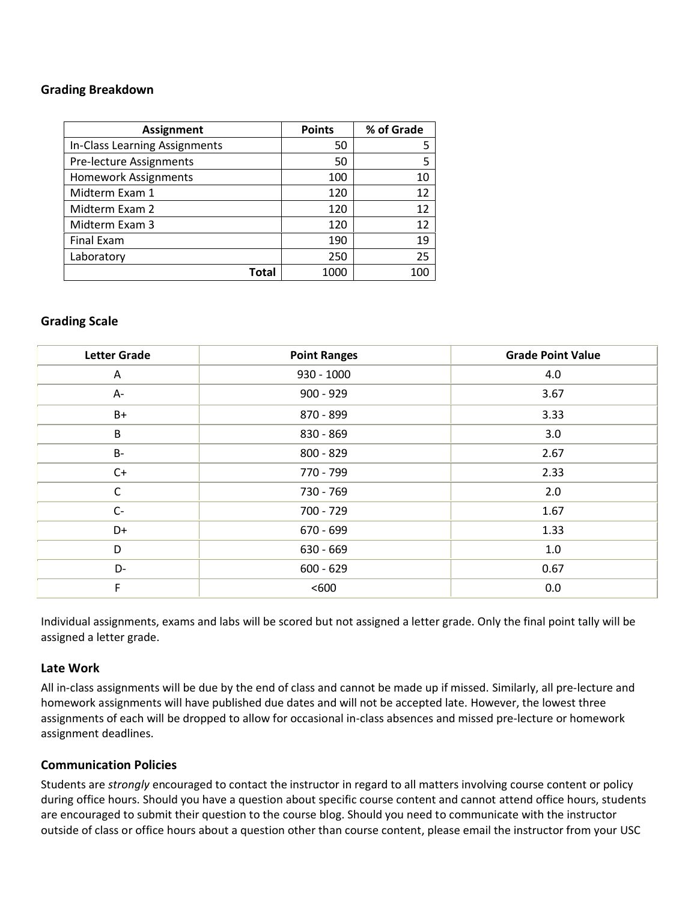### Grading Breakdown

| Assignment | Points | % of Grade |
|---|---|---|
| In-Class Learning Assignments | 50 | 5 |
| Pre-lecture Assignments | 50 | 5 |
| Homework Assignments | 100 | 10 |
| Midterm Exam 1 | 120 | 12 |
| Midterm Exam 2 | 120 | 12 |
| Midterm Exam 3 | 120 | 12 |
| Final Exam | 190 | 19 |
| Laboratory | 250 | 25 |
| **Total** | 1000 | 100 |

### Grading Scale

| Letter Grade | Point Ranges | Grade Point Value |
|---|---|---|
| A | 930 - 1000 | 4.0 |
| A- | 900 - 929 | 3.67 |
| B+ | 870 - 899 | 3.33 |
| B | 830 - 869 | 3.0 |
| B- | 800 - 829 | 2.67 |
| C+ | 770 - 799 | 2.33 |
| C | 730 - 769 | 2.0 |
| C- | 700 - 729 | 1.67 |
| D+ | 670 - 699 | 1.33 |
| D | 630 - 669 | 1.0 |
| D- | 600 - 629 | 0.67 |
| F | <600 | 0.0 |

Individual assignments, exams and labs will be scored but not assigned a letter grade. Only the final point tally will be assigned a letter grade.

### Late Work

All in-class assignments will be due by the end of class and cannot be made up if missed. Similarly, all pre-lecture and homework assignments will have published due dates and will not be accepted late. However, the lowest three assignments of each will be dropped to allow for occasional in-class absences and missed pre-lecture or homework assignment deadlines.

### Communication Policies

Students are *strongly* encouraged to contact the instructor in regard to all matters involving course content or policy during office hours. Should you have a question about specific course content and cannot attend office hours, students are encouraged to submit their question to the course blog. Should you need to communicate with the instructor outside of class or office hours about a question other than course content, please email the instructor from your USC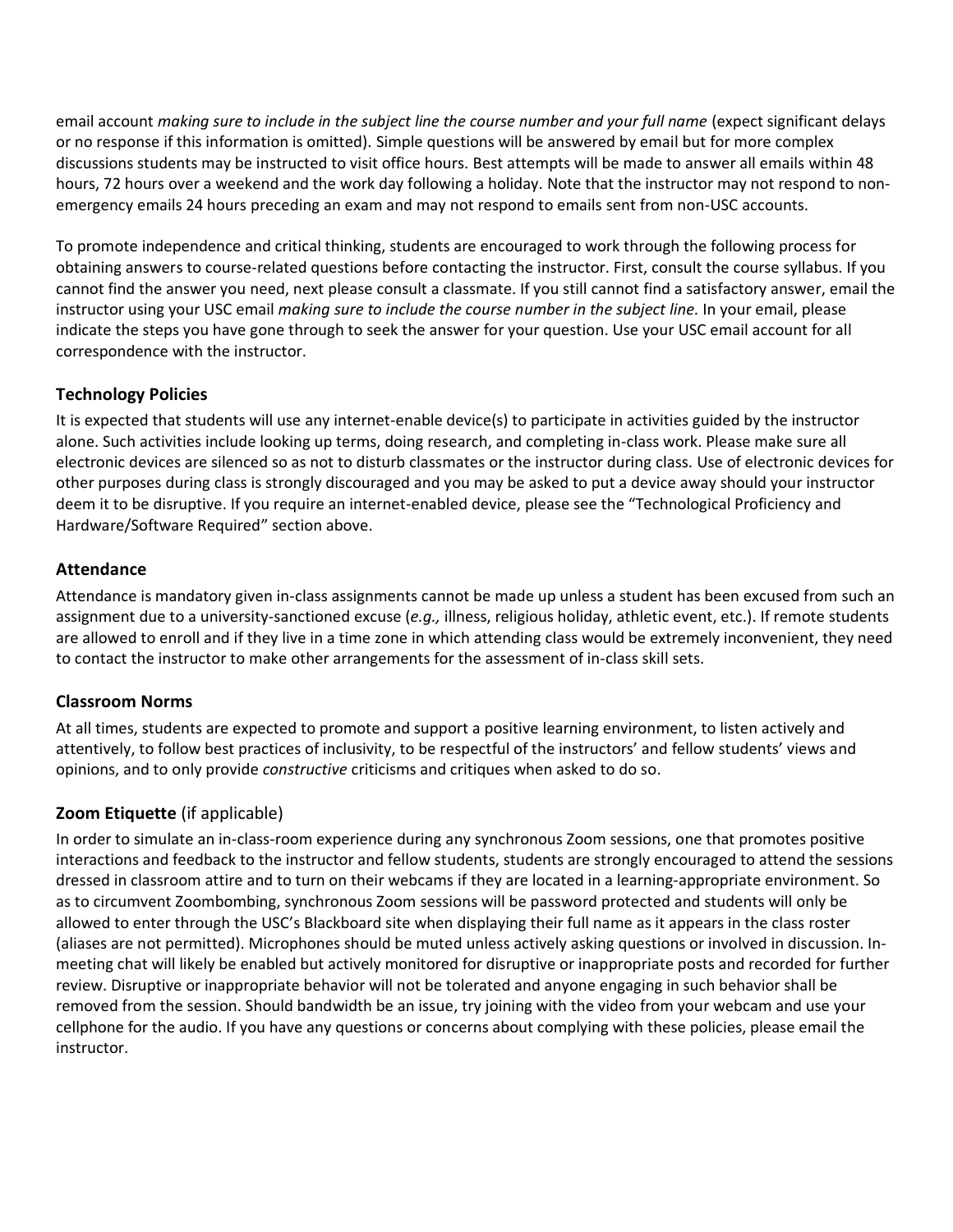email account *making sure to include in the subject line the course number and your full name* (expect significant delays or no response if this information is omitted). Simple questions will be answered by email but for more complex discussions students may be instructed to visit office hours. Best attempts will be made to answer all emails within 48 hours, 72 hours over a weekend and the work day following a holiday. Note that the instructor may not respond to non-emergency emails 24 hours preceding an exam and may not respond to emails sent from non-USC accounts.

To promote independence and critical thinking, students are encouraged to work through the following process for obtaining answers to course-related questions before contacting the instructor. First, consult the course syllabus. If you cannot find the answer you need, next please consult a classmate. If you still cannot find a satisfactory answer, email the instructor using your USC email *making sure to include the course number in the subject line.* In your email, please indicate the steps you have gone through to seek the answer for your question. Use your USC email account for all correspondence with the instructor.

### Technology Policies

It is expected that students will use any internet-enable device(s) to participate in activities guided by the instructor alone. Such activities include looking up terms, doing research, and completing in-class work. Please make sure all electronic devices are silenced so as not to disturb classmates or the instructor during class. Use of electronic devices for other purposes during class is strongly discouraged and you may be asked to put a device away should your instructor deem it to be disruptive. If you require an internet-enabled device, please see the "Technological Proficiency and Hardware/Software Required" section above.

### Attendance

Attendance is mandatory given in-class assignments cannot be made up unless a student has been excused from such an assignment due to a university-sanctioned excuse (*e.g.,* illness, religious holiday, athletic event, etc.). If remote students are allowed to enroll and if they live in a time zone in which attending class would be extremely inconvenient, they need to contact the instructor to make other arrangements for the assessment of in-class skill sets.

### Classroom Norms

At all times, students are expected to promote and support a positive learning environment, to listen actively and attentively, to follow best practices of inclusivity, to be respectful of the instructors' and fellow students' views and opinions, and to only provide *constructive* criticisms and critiques when asked to do so.

### Zoom Etiquette (if applicable)

In order to simulate an in-class-room experience during any synchronous Zoom sessions, one that promotes positive interactions and feedback to the instructor and fellow students, students are strongly encouraged to attend the sessions dressed in classroom attire and to turn on their webcams if they are located in a learning-appropriate environment. So as to circumvent Zoombombing, synchronous Zoom sessions will be password protected and students will only be allowed to enter through the USC's Blackboard site when displaying their full name as it appears in the class roster (aliases are not permitted). Microphones should be muted unless actively asking questions or involved in discussion. In-meeting chat will likely be enabled but actively monitored for disruptive or inappropriate posts and recorded for further review. Disruptive or inappropriate behavior will not be tolerated and anyone engaging in such behavior shall be removed from the session. Should bandwidth be an issue, try joining with the video from your webcam and use your cellphone for the audio. If you have any questions or concerns about complying with these policies, please email the instructor.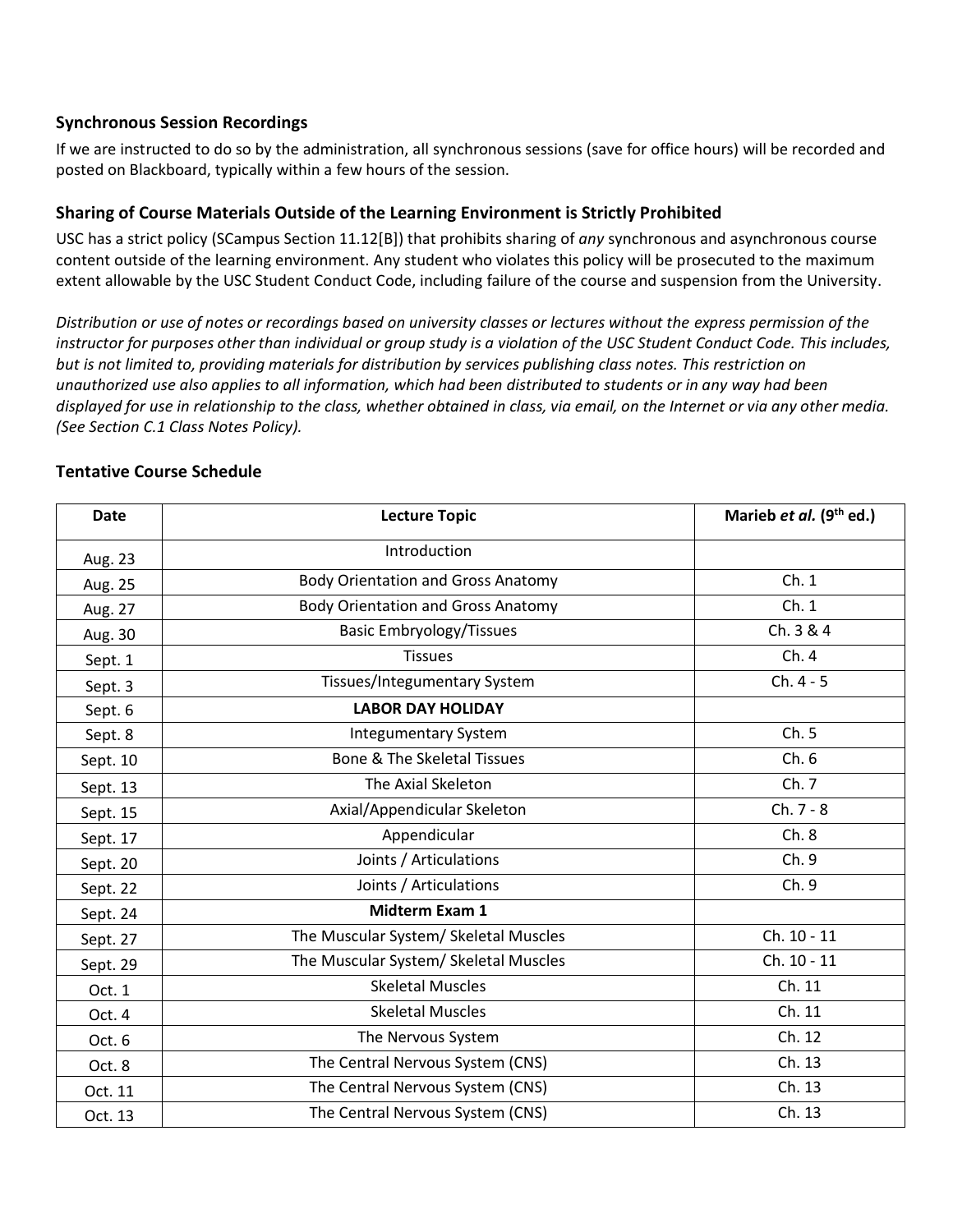### Synchronous Session Recordings

If we are instructed to do so by the administration, all synchronous sessions (save for office hours) will be recorded and posted on Blackboard, typically within a few hours of the session.

### Sharing of Course Materials Outside of the Learning Environment is Strictly Prohibited

USC has a strict policy (SCampus Section 11.12[B]) that prohibits sharing of *any* synchronous and asynchronous course content outside of the learning environment. Any student who violates this policy will be prosecuted to the maximum extent allowable by the USC Student Conduct Code, including failure of the course and suspension from the University.

*Distribution or use of notes or recordings based on university classes or lectures without the express permission of the instructor for purposes other than individual or group study is a violation of the USC Student Conduct Code. This includes, but is not limited to, providing materials for distribution by services publishing class notes. This restriction on unauthorized use also applies to all information, which had been distributed to students or in any way had been displayed for use in relationship to the class, whether obtained in class, via email, on the Internet or via any other media. (See Section C.1 Class Notes Policy).*

### Tentative Course Schedule

| Date | Lecture Topic | Marieb *et al.* (9th ed.) |
|---|---|---|
| Aug. 23 | Introduction | |
| Aug. 25 | Body Orientation and Gross Anatomy | Ch. 1 |
| Aug. 27 | Body Orientation and Gross Anatomy | Ch. 1 |
| Aug. 30 | Basic Embryology/Tissues | Ch. 3 & 4 |
| Sept. 1 | Tissues | Ch. 4 |
| Sept. 3 | Tissues/Integumentary System | Ch. 4 - 5 |
| Sept. 6 | **LABOR DAY HOLIDAY** | |
| Sept. 8 | Integumentary System | Ch. 5 |
| Sept. 10 | Bone & The Skeletal Tissues | Ch. 6 |
| Sept. 13 | The Axial Skeleton | Ch. 7 |
| Sept. 15 | Axial/Appendicular Skeleton | Ch. 7 - 8 |
| Sept. 17 | Appendicular | Ch. 8 |
| Sept. 20 | Joints / Articulations | Ch. 9 |
| Sept. 22 | Joints / Articulations | Ch. 9 |
| Sept. 24 | **Midterm Exam 1** | |
| Sept. 27 | The Muscular System/ Skeletal Muscles | Ch. 10 - 11 |
| Sept. 29 | The Muscular System/ Skeletal Muscles | Ch. 10 - 11 |
| Oct. 1 | Skeletal Muscles | Ch. 11 |
| Oct. 4 | Skeletal Muscles | Ch. 11 |
| Oct. 6 | The Nervous System | Ch. 12 |
| Oct. 8 | The Central Nervous System (CNS) | Ch. 13 |
| Oct. 11 | The Central Nervous System (CNS) | Ch. 13 |
| Oct. 13 | The Central Nervous System (CNS) | Ch. 13 |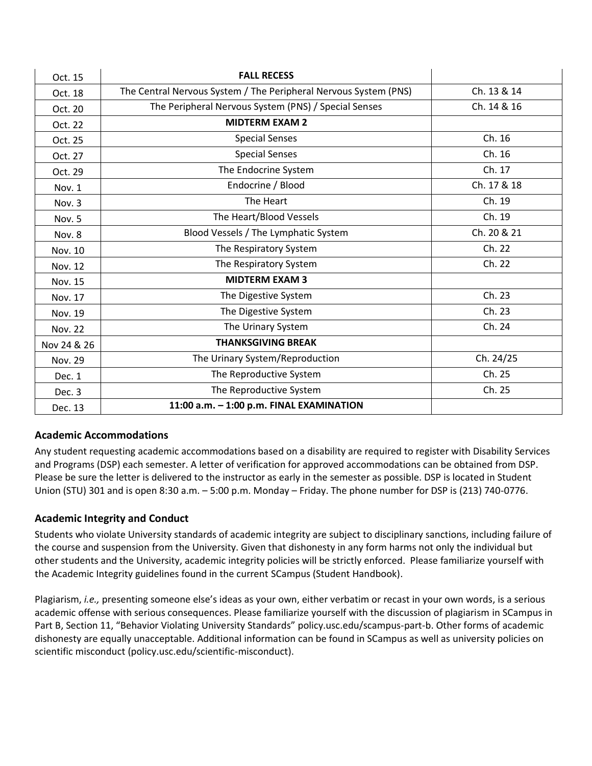| | | |
|---|---|---|
| Oct. 15 | **FALL RECESS** | |
| Oct. 18 | The Central Nervous System / The Peripheral Nervous System (PNS) | Ch. 13 & 14 |
| Oct. 20 | The Peripheral Nervous System (PNS) / Special Senses | Ch. 14 & 16 |
| Oct. 22 | **MIDTERM EXAM 2** | |
| Oct. 25 | Special Senses | Ch. 16 |
| Oct. 27 | Special Senses | Ch. 16 |
| Oct. 29 | The Endocrine System | Ch. 17 |
| Nov. 1 | Endocrine / Blood | Ch. 17 & 18 |
| Nov. 3 | The Heart | Ch. 19 |
| Nov. 5 | The Heart/Blood Vessels | Ch. 19 |
| Nov. 8 | Blood Vessels / The Lymphatic System | Ch. 20 & 21 |
| Nov. 10 | The Respiratory System | Ch. 22 |
| Nov. 12 | The Respiratory System | Ch. 22 |
| Nov. 15 | **MIDTERM EXAM 3** | |
| Nov. 17 | The Digestive System | Ch. 23 |
| Nov. 19 | The Digestive System | Ch. 23 |
| Nov. 22 | The Urinary System | Ch. 24 |
| Nov 24 & 26 | **THANKSGIVING BREAK** | |
| Nov. 29 | The Urinary System/Reproduction | Ch. 24/25 |
| Dec. 1 | The Reproductive System | Ch. 25 |
| Dec. 3 | The Reproductive System | Ch. 25 |
| Dec. 13 | **11:00 a.m. – 1:00 p.m. FINAL EXAMINATION** | |

### Academic Accommodations

Any student requesting academic accommodations based on a disability are required to register with Disability Services and Programs (DSP) each semester. A letter of verification for approved accommodations can be obtained from DSP. Please be sure the letter is delivered to the instructor as early in the semester as possible. DSP is located in Student Union (STU) 301 and is open 8:30 a.m. – 5:00 p.m. Monday – Friday. The phone number for DSP is (213) 740-0776.

### Academic Integrity and Conduct

Students who violate University standards of academic integrity are subject to disciplinary sanctions, including failure of the course and suspension from the University. Given that dishonesty in any form harms not only the individual but other students and the University, academic integrity policies will be strictly enforced. Please familiarize yourself with the Academic Integrity guidelines found in the current SCampus (Student Handbook).

Plagiarism, *i.e.,* presenting someone else's ideas as your own, either verbatim or recast in your own words, is a serious academic offense with serious consequences. Please familiarize yourself with the discussion of plagiarism in SCampus in Part B, Section 11, "Behavior Violating University Standards" policy.usc.edu/scampus-part-b. Other forms of academic dishonesty are equally unacceptable. Additional information can be found in SCampus as well as university policies on scientific misconduct (policy.usc.edu/scientific-misconduct).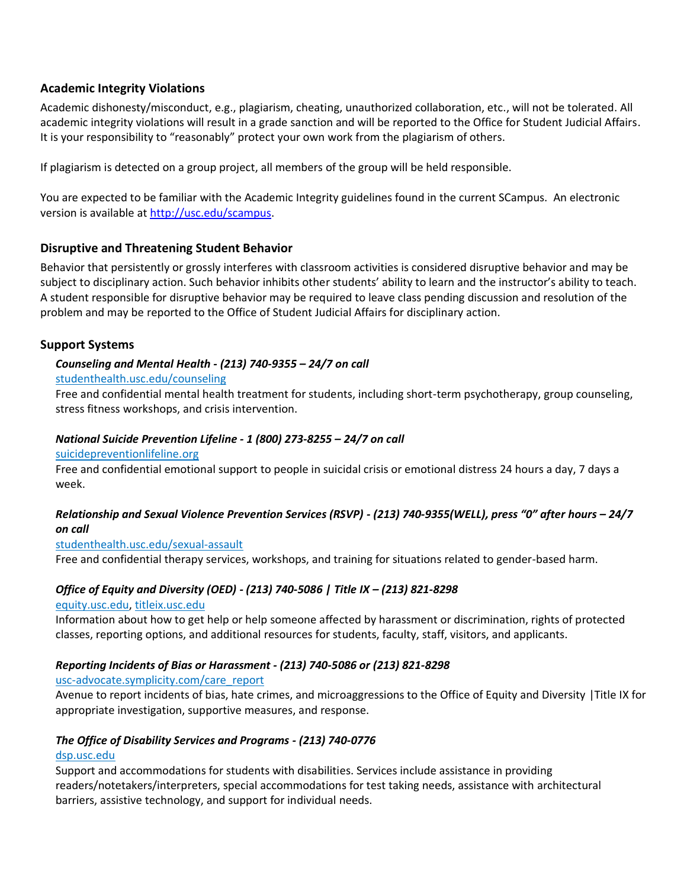## Academic Integrity Violations

Academic dishonesty/misconduct, e.g., plagiarism, cheating, unauthorized collaboration, etc., will not be tolerated. All academic integrity violations will result in a grade sanction and will be reported to the Office for Student Judicial Affairs. It is your responsibility to "reasonably" protect your own work from the plagiarism of others.

If plagiarism is detected on a group project, all members of the group will be held responsible.

You are expected to be familiar with the Academic Integrity guidelines found in the current SCampus. An electronic version is available at http://usc.edu/scampus.

## Disruptive and Threatening Student Behavior

Behavior that persistently or grossly interferes with classroom activities is considered disruptive behavior and may be subject to disciplinary action. Such behavior inhibits other students' ability to learn and the instructor's ability to teach. A student responsible for disruptive behavior may be required to leave class pending discussion and resolution of the problem and may be reported to the Office of Student Judicial Affairs for disciplinary action.

## Support Systems

***Counseling and Mental Health - (213) 740-9355 – 24/7 on call***
studenthealth.usc.edu/counseling
Free and confidential mental health treatment for students, including short-term psychotherapy, group counseling, stress fitness workshops, and crisis intervention.

***National Suicide Prevention Lifeline - 1 (800) 273-8255 – 24/7 on call***
suicidepreventionlifeline.org
Free and confidential emotional support to people in suicidal crisis or emotional distress 24 hours a day, 7 days a week.

***Relationship and Sexual Violence Prevention Services (RSVP) - (213) 740-9355(WELL), press "0" after hours – 24/7 on call***
studenthealth.usc.edu/sexual-assault
Free and confidential therapy services, workshops, and training for situations related to gender-based harm.

***Office of Equity and Diversity (OED) - (213) 740-5086 | Title IX – (213) 821-8298***
equity.usc.edu, titleix.usc.edu
Information about how to get help or help someone affected by harassment or discrimination, rights of protected classes, reporting options, and additional resources for students, faculty, staff, visitors, and applicants.

***Reporting Incidents of Bias or Harassment - (213) 740-5086 or (213) 821-8298***
usc-advocate.symplicity.com/care_report
Avenue to report incidents of bias, hate crimes, and microaggressions to the Office of Equity and Diversity |Title IX for appropriate investigation, supportive measures, and response.

***The Office of Disability Services and Programs - (213) 740-0776***
dsp.usc.edu
Support and accommodations for students with disabilities. Services include assistance in providing readers/notetakers/interpreters, special accommodations for test taking needs, assistance with architectural barriers, assistive technology, and support for individual needs.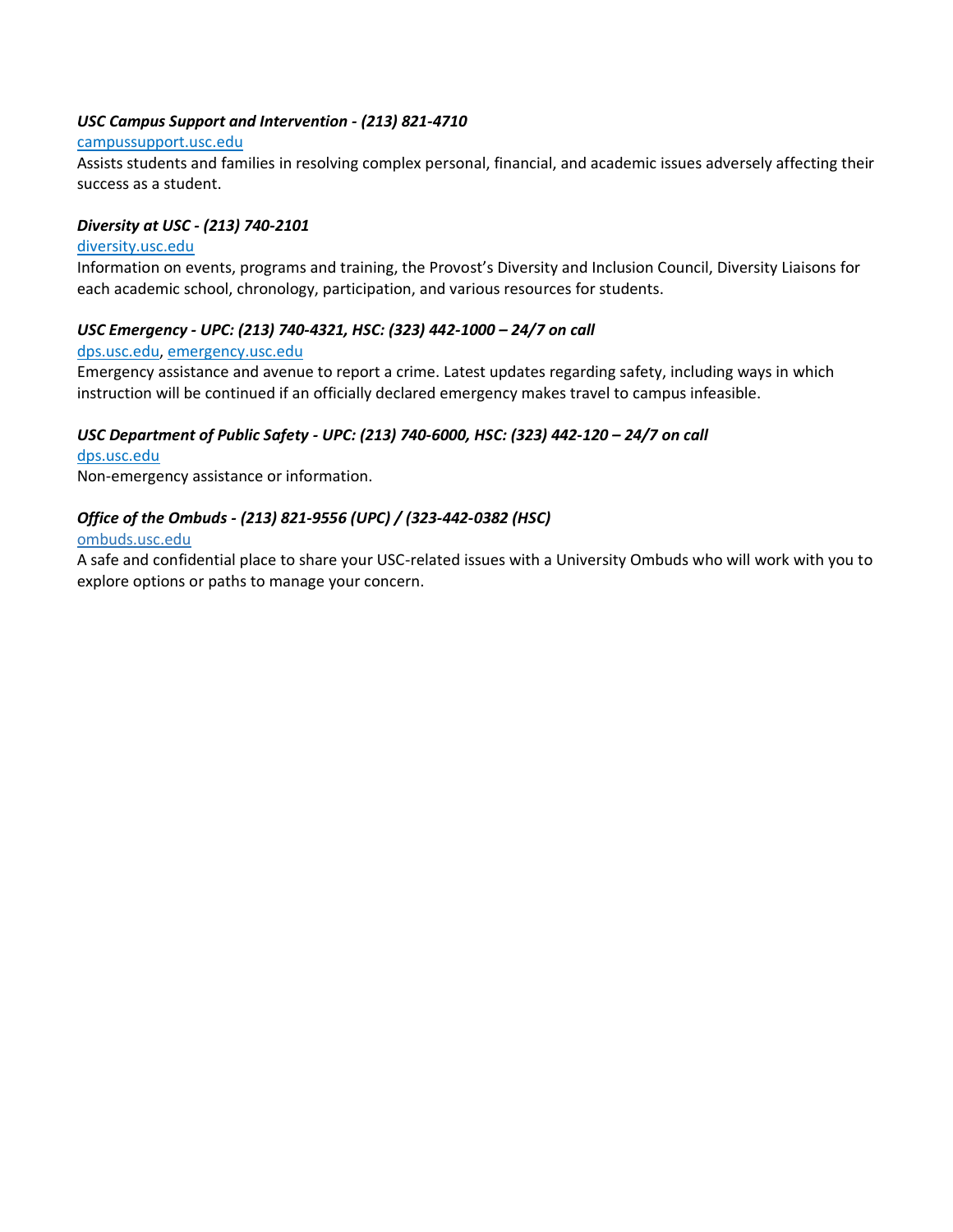***USC Campus Support and Intervention - (213) 821-4710***

[campussupport.usc.edu](campussupport.usc.edu)

Assists students and families in resolving complex personal, financial, and academic issues adversely affecting their success as a student.

***Diversity at USC - (213) 740-2101***

[diversity.usc.edu](diversity.usc.edu)

Information on events, programs and training, the Provost's Diversity and Inclusion Council, Diversity Liaisons for each academic school, chronology, participation, and various resources for students.

***USC Emergency - UPC: (213) 740-4321, HSC: (323) 442-1000 – 24/7 on call***

[dps.usc.edu](dps.usc.edu), [emergency.usc.edu](emergency.usc.edu)

Emergency assistance and avenue to report a crime. Latest updates regarding safety, including ways in which instruction will be continued if an officially declared emergency makes travel to campus infeasible.

***USC Department of Public Safety - UPC: (213) 740-6000, HSC: (323) 442-120 – 24/7 on call***

[dps.usc.edu](dps.usc.edu)

Non-emergency assistance or information.

***Office of the Ombuds - (213) 821-9556 (UPC) / (323-442-0382 (HSC)***

[ombuds.usc.edu](ombuds.usc.edu)

A safe and confidential place to share your USC-related issues with a University Ombuds who will work with you to explore options or paths to manage your concern.